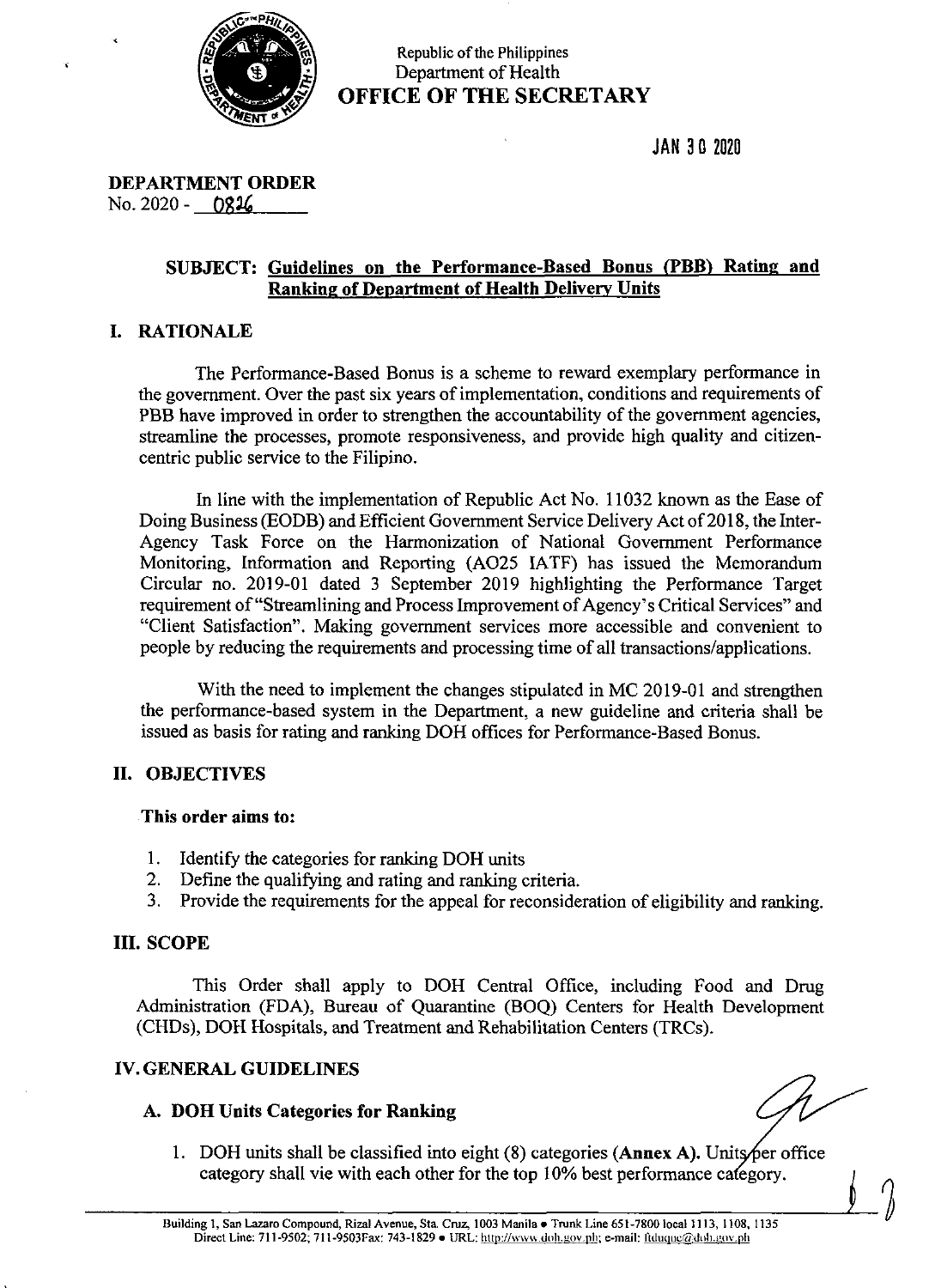Republic of the Philippines
Department of Health
**OFFICE OF THE SECRETARY**

JAN 30 2020

**DEPARTMENT ORDER**
No. 2020 - 0026

## SUBJECT: Guidelines on the Performance-Based Bonus (PBB) Rating and Ranking of Department of Health Delivery Units

## I. RATIONALE

The Performance-Based Bonus is a scheme to reward exemplary performance in the government. Over the past six years of implementation, conditions and requirements of PBB have improved in order to strengthen the accountability of the government agencies, streamline the processes, promote responsiveness, and provide high quality and citizen-centric public service to the Filipino.

In line with the implementation of Republic Act No. 11032 known as the Ease of Doing Business (EODB) and Efficient Government Service Delivery Act of 2018, the Inter-Agency Task Force on the Harmonization of National Government Performance Monitoring, Information and Reporting (AO25 IATF) has issued the Memorandum Circular no. 2019-01 dated 3 September 2019 highlighting the Performance Target requirement of "Streamlining and Process Improvement of Agency's Critical Services" and "Client Satisfaction". Making government services more accessible and convenient to people by reducing the requirements and processing time of all transactions/applications.

With the need to implement the changes stipulated in MC 2019-01 and strengthen the performance-based system in the Department, a new guideline and criteria shall be issued as basis for rating and ranking DOH offices for Performance-Based Bonus.

## II. OBJECTIVES

**This order aims to:**

1. Identify the categories for ranking DOH units
2. Define the qualifying and rating and ranking criteria.
3. Provide the requirements for the appeal for reconsideration of eligibility and ranking.

## III. SCOPE

This Order shall apply to DOH Central Office, including Food and Drug Administration (FDA), Bureau of Quarantine (BOQ) Centers for Health Development (CHDs), DOH Hospitals, and Treatment and Rehabilitation Centers (TRCs).

## IV. GENERAL GUIDELINES

### A. DOH Units Categories for Ranking

1. DOH units shall be classified into eight (8) categories (**Annex A**). Units per office category shall vie with each other for the top 10% best performance category.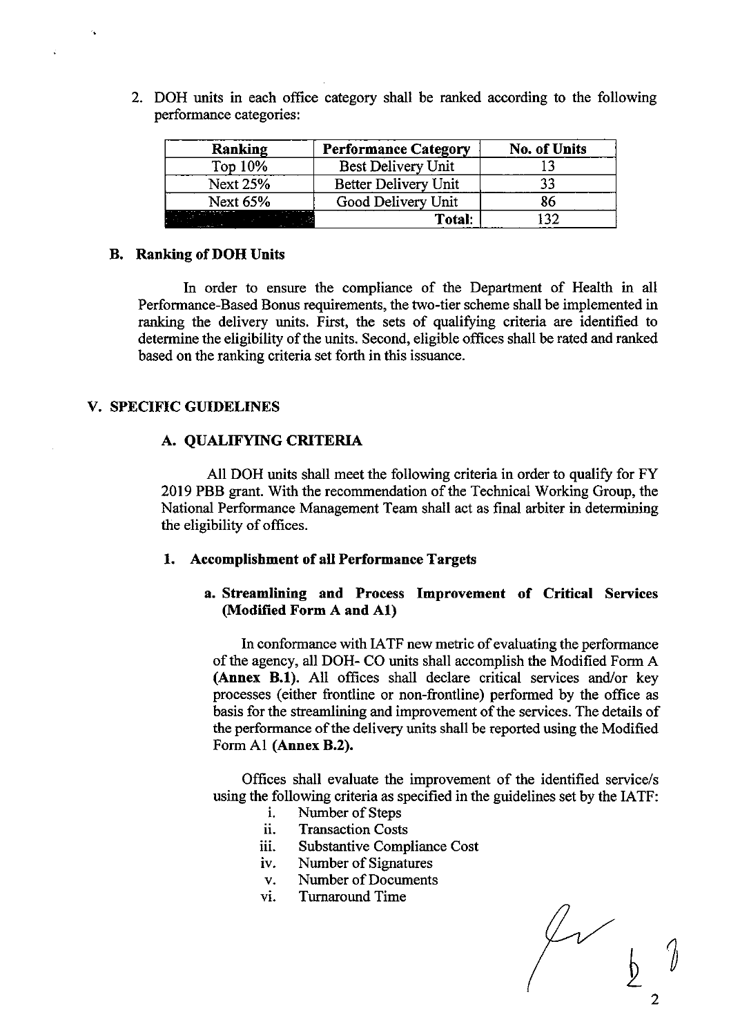2. DOH units in each office category shall be ranked according to the following performance categories:

| Ranking | Performance Category | No. of Units |
|---|---|---|
| Top 10% | Best Delivery Unit | 13 |
| Next 25% | Better Delivery Unit | 33 |
| Next 65% | Good Delivery Unit | 86 |
| | **Total:** | 132 |

### B. Ranking of DOH Units

In order to ensure the compliance of the Department of Health in all Performance-Based Bonus requirements, the two-tier scheme shall be implemented in ranking the delivery units. First, the sets of qualifying criteria are identified to determine the eligibility of the units. Second, eligible offices shall be rated and ranked based on the ranking criteria set forth in this issuance.

## V. SPECIFIC GUIDELINES

### A. QUALIFYING CRITERIA

All DOH units shall meet the following criteria in order to qualify for FY 2019 PBB grant. With the recommendation of the Technical Working Group, the National Performance Management Team shall act as final arbiter in determining the eligibility of offices.

#### 1. Accomplishment of all Performance Targets

**a. Streamlining and Process Improvement of Critical Services (Modified Form A and A1)**

In conformance with IATF new metric of evaluating the performance of the agency, all DOH- CO units shall accomplish the Modified Form A **(Annex B.1)**. All offices shall declare critical services and/or key processes (either frontline or non-frontline) performed by the office as basis for the streamlining and improvement of the services. The details of the performance of the delivery units shall be reported using the Modified Form A1 **(Annex B.2)**.

Offices shall evaluate the improvement of the identified service/s using the following criteria as specified in the guidelines set by the IATF:

i. Number of Steps
ii. Transaction Costs
iii. Substantive Compliance Cost
iv. Number of Signatures
v. Number of Documents
vi. Turnaround Time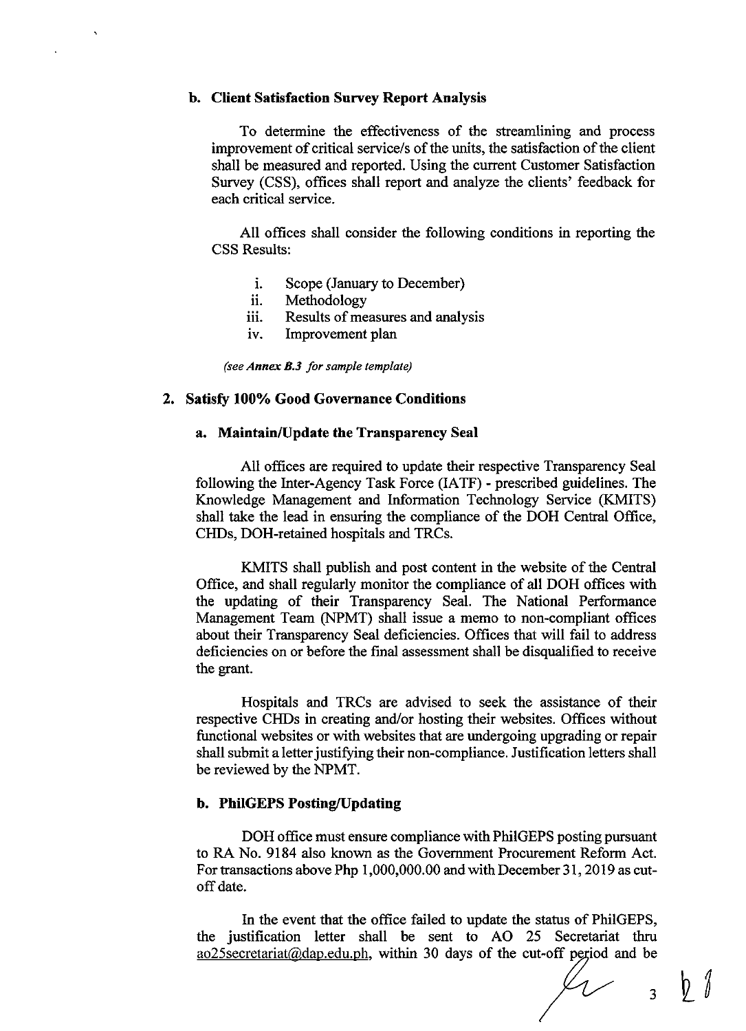**b. Client Satisfaction Survey Report Analysis**

To determine the effectiveness of the streamlining and process improvement of critical service/s of the units, the satisfaction of the client shall be measured and reported. Using the current Customer Satisfaction Survey (CSS), offices shall report and analyze the clients' feedback for each critical service.

All offices shall consider the following conditions in reporting the CSS Results:

i. Scope (January to December)
ii. Methodology
iii. Results of measures and analysis
iv. Improvement plan

*(see **Annex B.3** for sample template)*

**2. Satisfy 100% Good Governance Conditions**

**a. Maintain/Update the Transparency Seal**

All offices are required to update their respective Transparency Seal following the Inter-Agency Task Force (IATF) - prescribed guidelines. The Knowledge Management and Information Technology Service (KMITS) shall take the lead in ensuring the compliance of the DOH Central Office, CHDs, DOH-retained hospitals and TRCs.

KMITS shall publish and post content in the website of the Central Office, and shall regularly monitor the compliance of all DOH offices with the updating of their Transparency Seal. The National Performance Management Team (NPMT) shall issue a memo to non-compliant offices about their Transparency Seal deficiencies. Offices that will fail to address deficiencies on or before the final assessment shall be disqualified to receive the grant.

Hospitals and TRCs are advised to seek the assistance of their respective CHDs in creating and/or hosting their websites. Offices without functional websites or with websites that are undergoing upgrading or repair shall submit a letter justifying their non-compliance. Justification letters shall be reviewed by the NPMT.

**b. PhilGEPS Posting/Updating**

DOH office must ensure compliance with PhilGEPS posting pursuant to RA No. 9184 also known as the Government Procurement Reform Act. For transactions above Php 1,000,000.00 and with December 31, 2019 as cut-off date.

In the event that the office failed to update the status of PhilGEPS, the justification letter shall be sent to AO 25 Secretariat thru ao25secretariat@dap.edu.ph, within 30 days of the cut-off period and be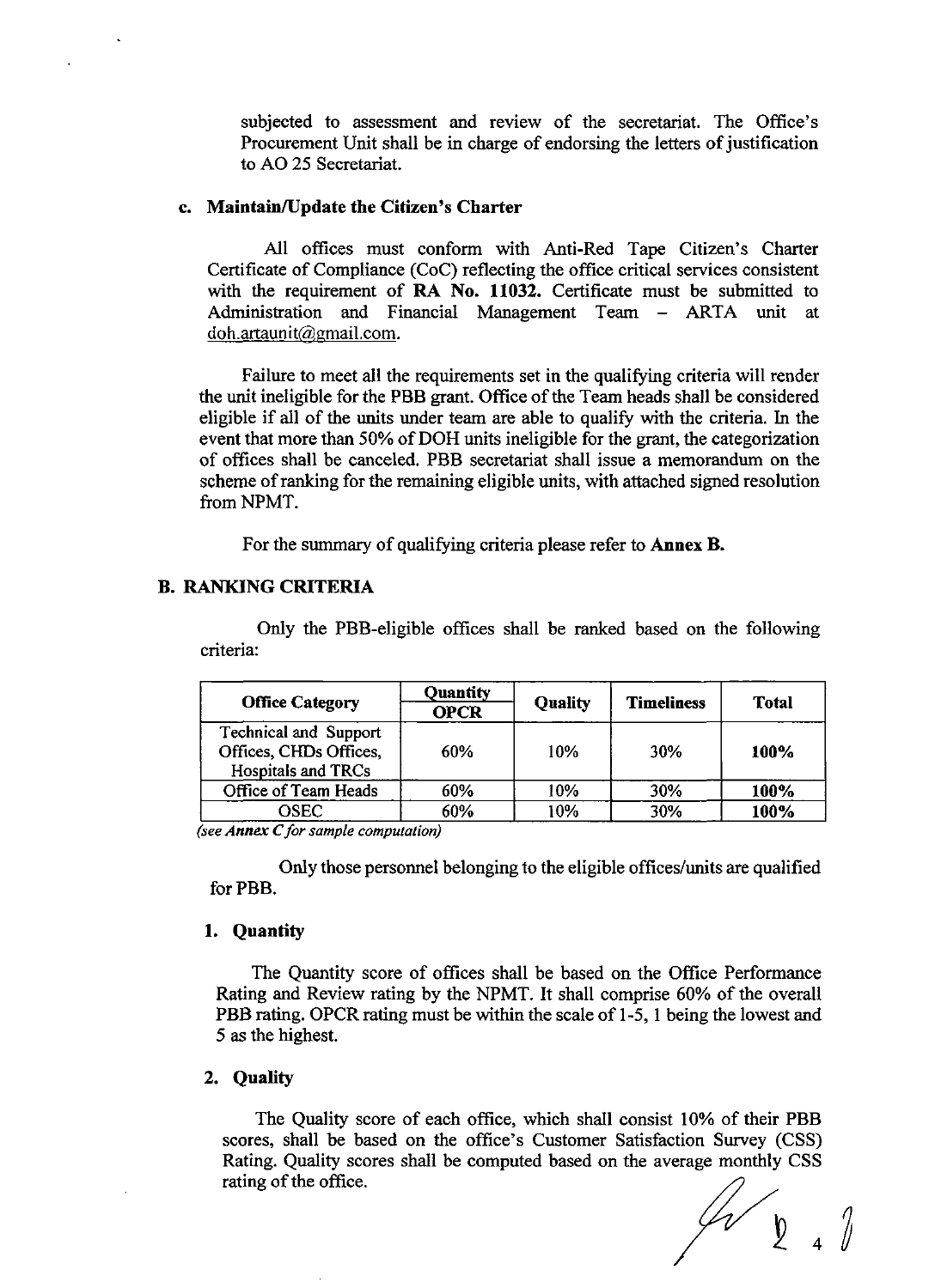subjected to assessment and review of the secretariat. The Office's Procurement Unit shall be in charge of endorsing the letters of justification to AO 25 Secretariat.

### c. Maintain/Update the Citizen's Charter

All offices must conform with Anti-Red Tape Citizen's Charter Certificate of Compliance (CoC) reflecting the office critical services consistent with the requirement of **RA No. 11032.** Certificate must be submitted to Administration and Financial Management Team – ARTA unit at doh.artaunit@gmail.com.

Failure to meet all the requirements set in the qualifying criteria will render the unit ineligible for the PBB grant. Office of the Team heads shall be considered eligible if all of the units under team are able to qualify with the criteria. In the event that more than 50% of DOH units ineligible for the grant, the categorization of offices shall be canceled. PBB secretariat shall issue a memorandum on the scheme of ranking for the remaining eligible units, with attached signed resolution from NPMT.

For the summary of qualifying criteria please refer to **Annex B.**

## B. RANKING CRITERIA

Only the PBB-eligible offices shall be ranked based on the following criteria:

| Office Category | Quantity | Quality | Timeliness | Total |
|---|---|---|---|---|
| | OPCR | | | |
| Technical and Support Offices, CHDs Offices, Hospitals and TRCs | 60% | 10% | 30% | **100%** |
| Office of Team Heads | 60% | 10% | 30% | **100%** |
| OSEC | 60% | 10% | 30% | **100%** |

*(see **Annex C** for sample computation)*

Only those personnel belonging to the eligible offices/units are qualified for PBB.

### 1. Quantity

The Quantity score of offices shall be based on the Office Performance Rating and Review rating by the NPMT. It shall comprise 60% of the overall PBB rating. OPCR rating must be within the scale of 1-5, 1 being the lowest and 5 as the highest.

### 2. Quality

The Quality score of each office, which shall consist 10% of their PBB scores, shall be based on the office's Customer Satisfaction Survey (CSS) Rating. Quality scores shall be computed based on the average monthly CSS rating of the office.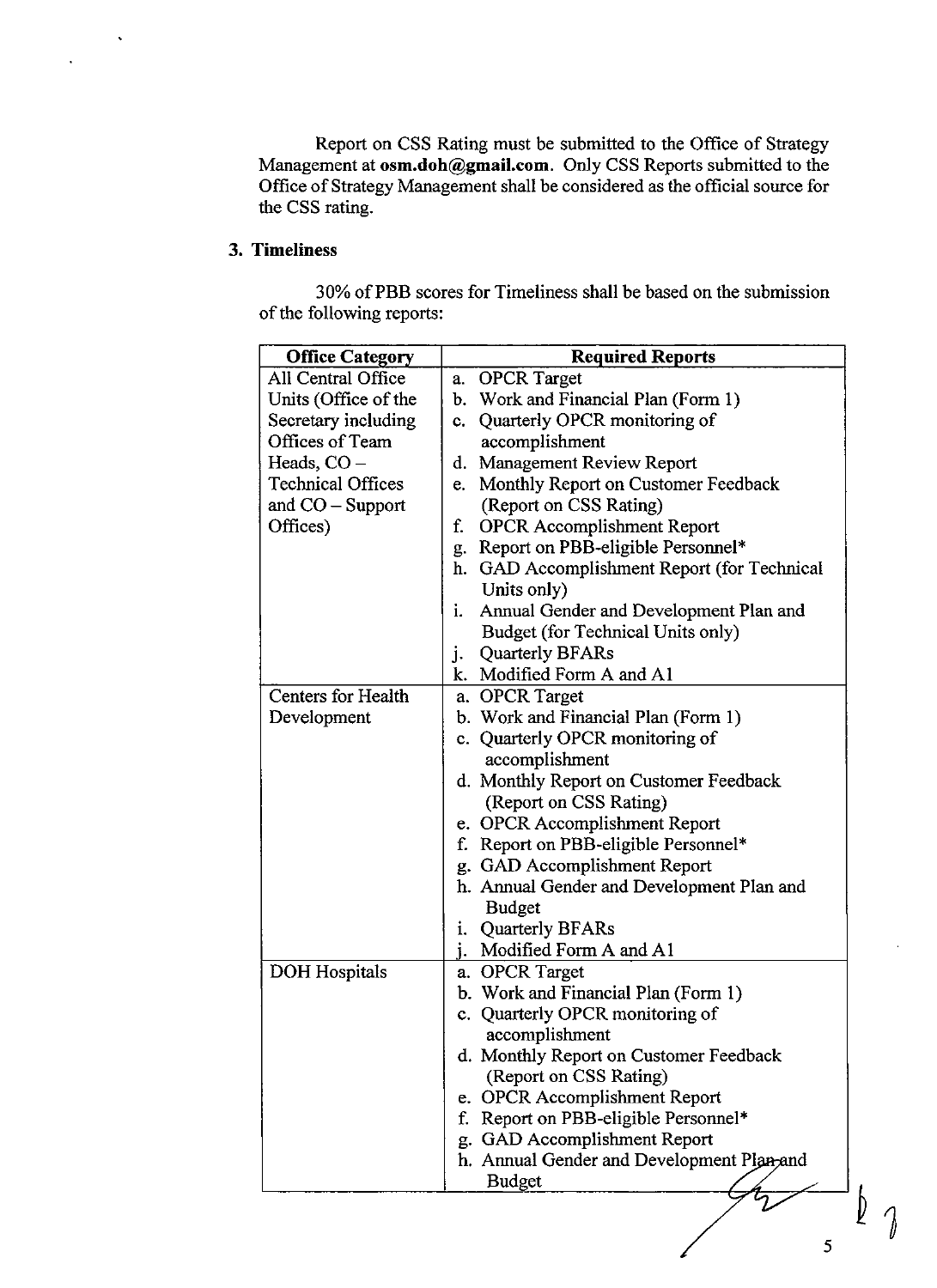Report on CSS Rating must be submitted to the Office of Strategy Management at **osm.doh@gmail.com**. Only CSS Reports submitted to the Office of Strategy Management shall be considered as the official source for the CSS rating.

### 3. Timeliness

30% of PBB scores for Timeliness shall be based on the submission of the following reports:

| Office Category | Required Reports |
|---|---|
| All Central Office Units (Office of the Secretary including Offices of Team Heads, CO – Technical Offices and CO – Support Offices) | a. OPCR Target<br>b. Work and Financial Plan (Form 1)<br>c. Quarterly OPCR monitoring of accomplishment<br>d. Management Review Report<br>e. Monthly Report on Customer Feedback (Report on CSS Rating)<br>f. OPCR Accomplishment Report<br>g. Report on PBB-eligible Personnel*<br>h. GAD Accomplishment Report (for Technical Units only)<br>i. Annual Gender and Development Plan and Budget (for Technical Units only)<br>j. Quarterly BFARs<br>k. Modified Form A and A1 |
| Centers for Health Development | a. OPCR Target<br>b. Work and Financial Plan (Form 1)<br>c. Quarterly OPCR monitoring of accomplishment<br>d. Monthly Report on Customer Feedback (Report on CSS Rating)<br>e. OPCR Accomplishment Report<br>f. Report on PBB-eligible Personnel*<br>g. GAD Accomplishment Report<br>h. Annual Gender and Development Plan and Budget<br>i. Quarterly BFARs<br>j. Modified Form A and A1 |
| DOH Hospitals | a. OPCR Target<br>b. Work and Financial Plan (Form 1)<br>c. Quarterly OPCR monitoring of accomplishment<br>d. Monthly Report on Customer Feedback (Report on CSS Rating)<br>e. OPCR Accomplishment Report<br>f. Report on PBB-eligible Personnel*<br>g. GAD Accomplishment Report<br>h. Annual Gender and Development Plan and Budget |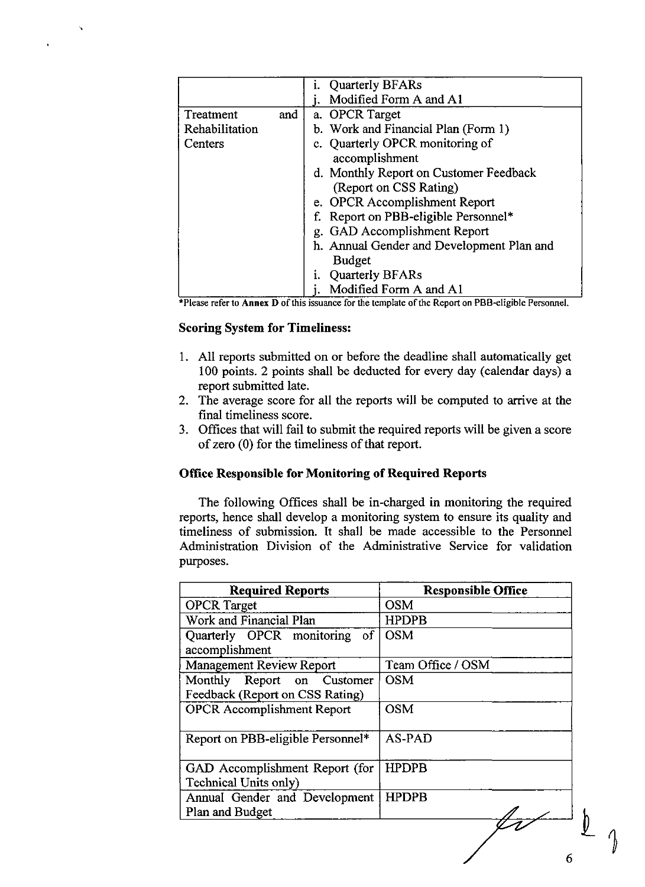| | |
|---|---|
| | i. Quarterly BFARs<br>j. Modified Form A and A1 |
| Treatment and Rehabilitation Centers | a. OPCR Target<br>b. Work and Financial Plan (Form 1)<br>c. Quarterly OPCR monitoring of accomplishment<br>d. Monthly Report on Customer Feedback (Report on CSS Rating)<br>e. OPCR Accomplishment Report<br>f. Report on PBB-eligible Personnel*<br>g. GAD Accomplishment Report<br>h. Annual Gender and Development Plan and Budget<br>i. Quarterly BFARs<br>j. Modified Form A and A1 |

*Please refer to **Annex D** of this issuance for the template of the Report on PBB-eligible Personnel.

**Scoring System for Timeliness:**

1. All reports submitted on or before the deadline shall automatically get 100 points. 2 points shall be deducted for every day (calendar days) a report submitted late.
2. The average score for all the reports will be computed to arrive at the final timeliness score.
3. Offices that will fail to submit the required reports will be given a score of zero (0) for the timeliness of that report.

**Office Responsible for Monitoring of Required Reports**

The following Offices shall be in-charged in monitoring the required reports, hence shall develop a monitoring system to ensure its quality and timeliness of submission. It shall be made accessible to the Personnel Administration Division of the Administrative Service for validation purposes.

| Required Reports | Responsible Office |
|---|---|
| OPCR Target | OSM |
| Work and Financial Plan | HPDPB |
| Quarterly OPCR monitoring of accomplishment | OSM |
| Management Review Report | Team Office / OSM |
| Monthly Report on Customer Feedback (Report on CSS Rating) | OSM |
| OPCR Accomplishment Report | OSM |
| Report on PBB-eligible Personnel* | AS-PAD |
| GAD Accomplishment Report (for Technical Units only) | HPDPB |
| Annual Gender and Development Plan and Budget | HPDPB |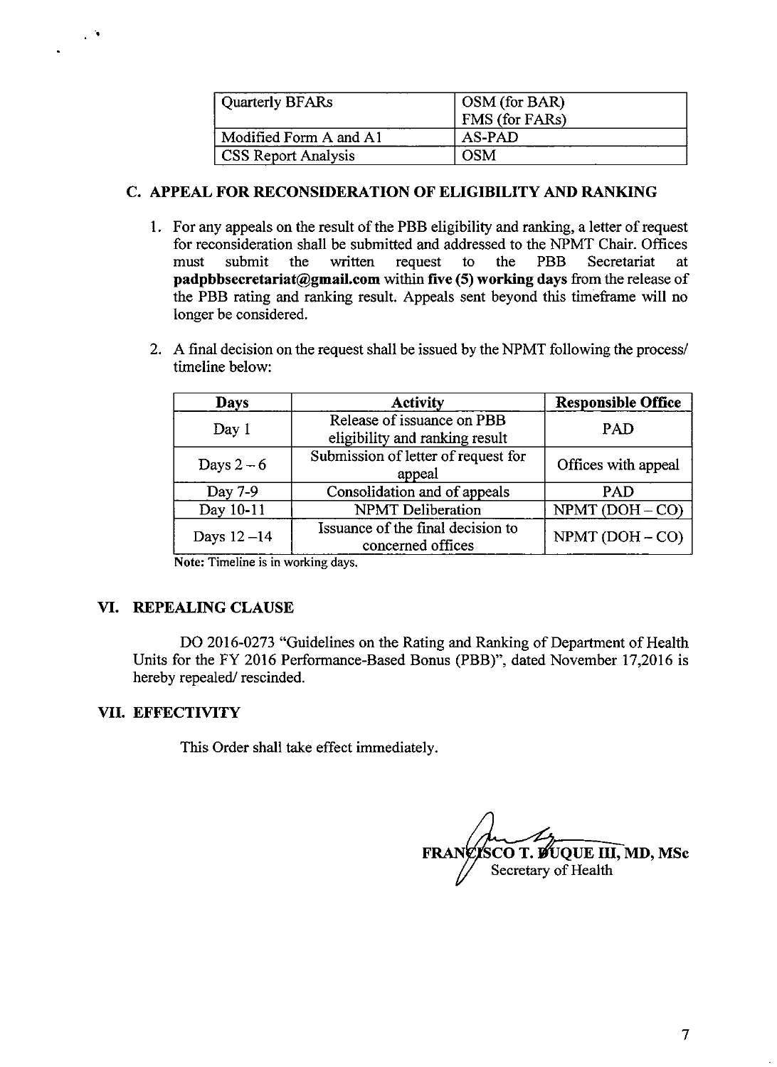| Quarterly BFARs | OSM (for BAR)<br>FMS (for FARs) |
|---|---|
| Modified Form A and A1 | AS-PAD |
| CSS Report Analysis | OSM |

### C. APPEAL FOR RECONSIDERATION OF ELIGIBILITY AND RANKING

1. For any appeals on the result of the PBB eligibility and ranking, a letter of request for reconsideration shall be submitted and addressed to the NPMT Chair. Offices must submit the written request to the PBB Secretariat at **padpbbsecretariat@gmail.com** within **five (5) working days** from the release of the PBB rating and ranking result. Appeals sent beyond this timeframe will no longer be considered.

2. A final decision on the request shall be issued by the NPMT following the process/ timeline below:

| Days | Activity | Responsible Office |
|---|---|---|
| Day 1 | Release of issuance on PBB eligibility and ranking result | PAD |
| Days 2 – 6 | Submission of letter of request for appeal | Offices with appeal |
| Day 7-9 | Consolidation and of appeals | PAD |
| Day 10-11 | NPMT Deliberation | NPMT (DOH – CO) |
| Days 12 –14 | Issuance of the final decision to concerned offices | NPMT (DOH – CO) |

**Note:** Timeline is in working days.

## VI. REPEALING CLAUSE

DO 2016-0273 "Guidelines on the Rating and Ranking of Department of Health Units for the FY 2016 Performance-Based Bonus (PBB)", dated November 17,2016 is hereby repealed/ rescinded.

## VII. EFFECTIVITY

This Order shall take effect immediately.

**FRANCISCO T. DUQUE III, MD, MSc**
Secretary of Health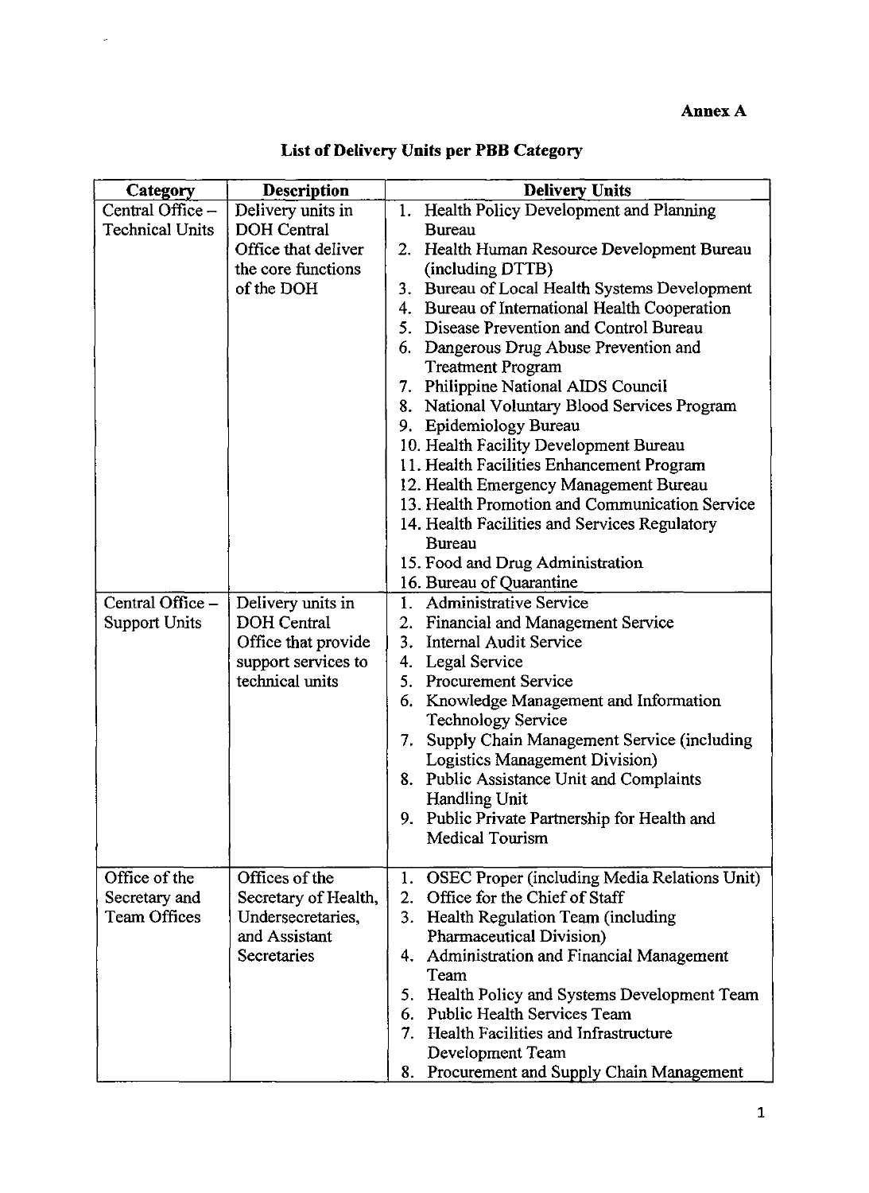**Annex A**

**List of Delivery Units per PBB Category**

| Category | Description | Delivery Units |
|---|---|---|
| Central Office – Technical Units | Delivery units in DOH Central Office that deliver the core functions of the DOH | 1. Health Policy Development and Planning Bureau<br>2. Health Human Resource Development Bureau (including DTTB)<br>3. Bureau of Local Health Systems Development<br>4. Bureau of International Health Cooperation<br>5. Disease Prevention and Control Bureau<br>6. Dangerous Drug Abuse Prevention and Treatment Program<br>7. Philippine National AIDS Council<br>8. National Voluntary Blood Services Program<br>9. Epidemiology Bureau<br>10. Health Facility Development Bureau<br>11. Health Facilities Enhancement Program<br>12. Health Emergency Management Bureau<br>13. Health Promotion and Communication Service<br>14. Health Facilities and Services Regulatory Bureau<br>15. Food and Drug Administration<br>16. Bureau of Quarantine |
| Central Office – Support Units | Delivery units in DOH Central Office that provide support services to technical units | 1. Administrative Service<br>2. Financial and Management Service<br>3. Internal Audit Service<br>4. Legal Service<br>5. Procurement Service<br>6. Knowledge Management and Information Technology Service<br>7. Supply Chain Management Service (including Logistics Management Division)<br>8. Public Assistance Unit and Complaints Handling Unit<br>9. Public Private Partnership for Health and Medical Tourism |
| Office of the Secretary and Team Offices | Offices of the Secretary of Health, Undersecretaries, and Assistant Secretaries | 1. OSEC Proper (including Media Relations Unit)<br>2. Office for the Chief of Staff<br>3. Health Regulation Team (including Pharmaceutical Division)<br>4. Administration and Financial Management Team<br>5. Health Policy and Systems Development Team<br>6. Public Health Services Team<br>7. Health Facilities and Infrastructure Development Team<br>8. Procurement and Supply Chain Management |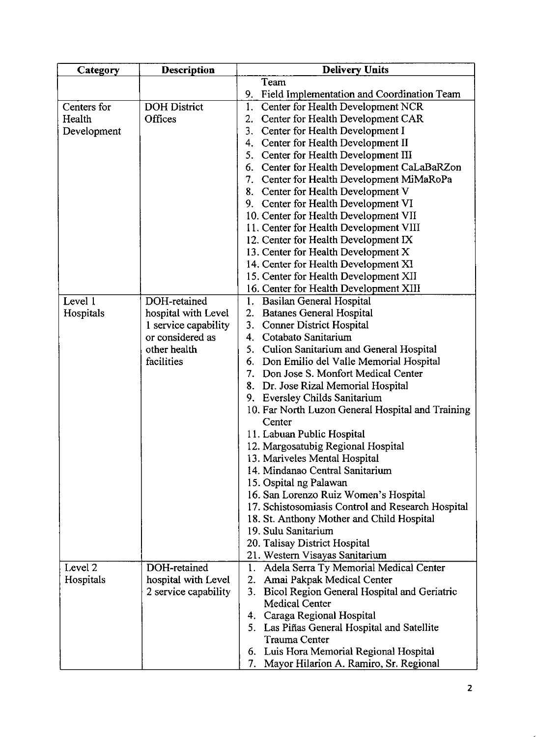| Category | Description | Delivery Units |
| --- | --- | --- |
| | | Team<br>9. Field Implementation and Coordination Team |
| Centers for Health Development | DOH District Offices | 1. Center for Health Development NCR<br>2. Center for Health Development CAR<br>3. Center for Health Development I<br>4. Center for Health Development II<br>5. Center for Health Development III<br>6. Center for Health Development CaLaBaRZon<br>7. Center for Health Development MiMaRoPa<br>8. Center for Health Development V<br>9. Center for Health Development VI<br>10. Center for Health Development VII<br>11. Center for Health Development VIII<br>12. Center for Health Development IX<br>13. Center for Health Development X<br>14. Center for Health Development XI<br>15. Center for Health Development XII<br>16. Center for Health Development XIII |
| Level 1 Hospitals | DOH-retained hospital with Level 1 service capability or considered as other health facilities | 1. Basilan General Hospital<br>2. Batanes General Hospital<br>3. Conner District Hospital<br>4. Cotabato Sanitarium<br>5. Culion Sanitarium and General Hospital<br>6. Don Emilio del Valle Memorial Hospital<br>7. Don Jose S. Monfort Medical Center<br>8. Dr. Jose Rizal Memorial Hospital<br>9. Eversley Childs Sanitarium<br>10. Far North Luzon General Hospital and Training Center<br>11. Labuan Public Hospital<br>12. Margosatubig Regional Hospital<br>13. Mariveles Mental Hospital<br>14. Mindanao Central Sanitarium<br>15. Ospital ng Palawan<br>16. San Lorenzo Ruiz Women's Hospital<br>17. Schistosomiasis Control and Research Hospital<br>18. St. Anthony Mother and Child Hospital<br>19. Sulu Sanitarium<br>20. Talisay District Hospital<br>21. Western Visayas Sanitarium |
| Level 2 Hospitals | DOH-retained hospital with Level 2 service capability | 1. Adela Serra Ty Memorial Medical Center<br>2. Amai Pakpak Medical Center<br>3. Bicol Region General Hospital and Geriatric Medical Center<br>4. Caraga Regional Hospital<br>5. Las Piñas General Hospital and Satellite Trauma Center<br>6. Luis Hora Memorial Regional Hospital<br>7. Mayor Hilarion A. Ramiro, Sr. Regional |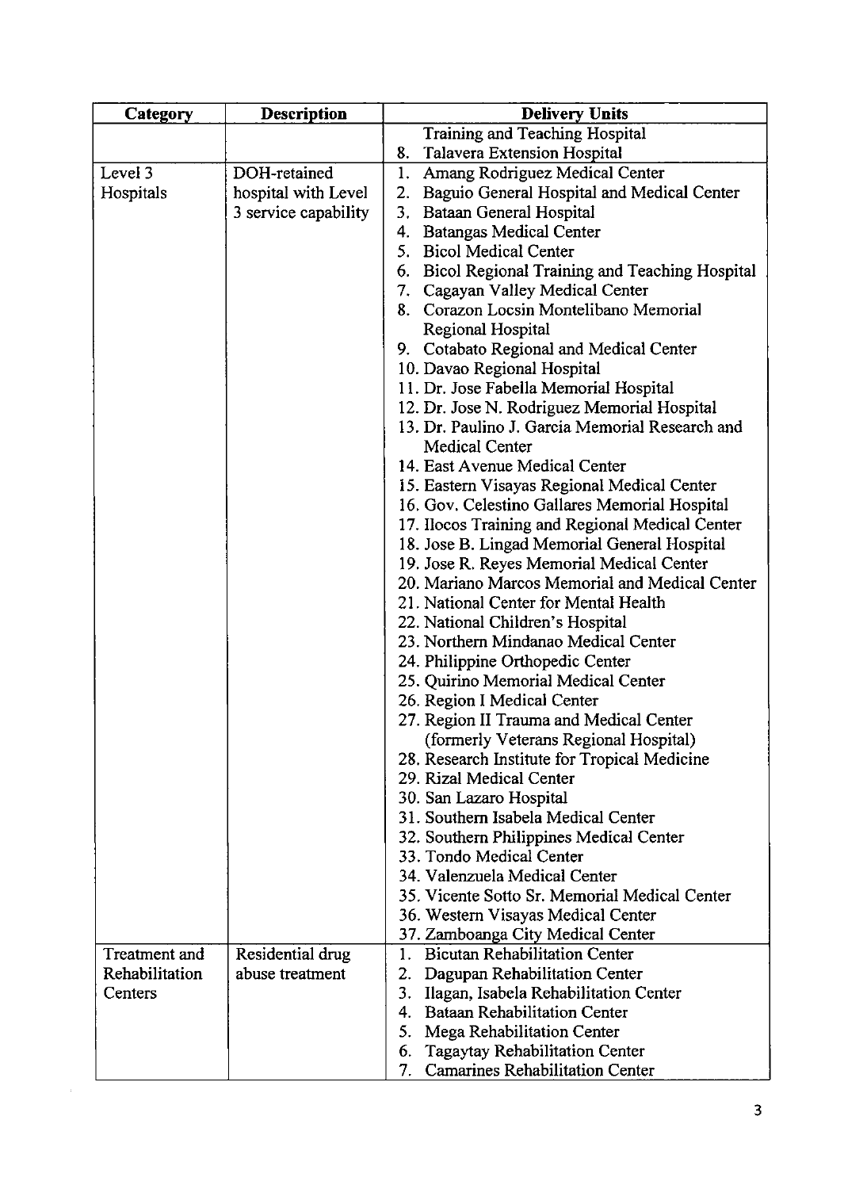| Category | Description | Delivery Units |
|---|---|---|
| | | Training and Teaching Hospital<br>8. Talavera Extension Hospital |
| Level 3 Hospitals | DOH-retained hospital with Level 3 service capability | 1. Amang Rodriguez Medical Center<br>2. Baguio General Hospital and Medical Center<br>3. Bataan General Hospital<br>4. Batangas Medical Center<br>5. Bicol Medical Center<br>6. Bicol Regional Training and Teaching Hospital<br>7. Cagayan Valley Medical Center<br>8. Corazon Locsin Montelibano Memorial Regional Hospital<br>9. Cotabato Regional and Medical Center<br>10. Davao Regional Hospital<br>11. Dr. Jose Fabella Memorial Hospital<br>12. Dr. Jose N. Rodriguez Memorial Hospital<br>13. Dr. Paulino J. Garcia Memorial Research and Medical Center<br>14. East Avenue Medical Center<br>15. Eastern Visayas Regional Medical Center<br>16. Gov. Celestino Gallares Memorial Hospital<br>17. Ilocos Training and Regional Medical Center<br>18. Jose B. Lingad Memorial General Hospital<br>19. Jose R. Reyes Memorial Medical Center<br>20. Mariano Marcos Memorial and Medical Center<br>21. National Center for Mental Health<br>22. National Children's Hospital<br>23. Northern Mindanao Medical Center<br>24. Philippine Orthopedic Center<br>25. Quirino Memorial Medical Center<br>26. Region I Medical Center<br>27. Region II Trauma and Medical Center (formerly Veterans Regional Hospital)<br>28. Research Institute for Tropical Medicine<br>29. Rizal Medical Center<br>30. San Lazaro Hospital<br>31. Southern Isabela Medical Center<br>32. Southern Philippines Medical Center<br>33. Tondo Medical Center<br>34. Valenzuela Medical Center<br>35. Vicente Sotto Sr. Memorial Medical Center<br>36. Western Visayas Medical Center<br>37. Zamboanga City Medical Center |
| Treatment and Rehabilitation Centers | Residential drug abuse treatment | 1. Bicutan Rehabilitation Center<br>2. Dagupan Rehabilitation Center<br>3. Ilagan, Isabela Rehabilitation Center<br>4. Bataan Rehabilitation Center<br>5. Mega Rehabilitation Center<br>6. Tagaytay Rehabilitation Center<br>7. Camarines Rehabilitation Center |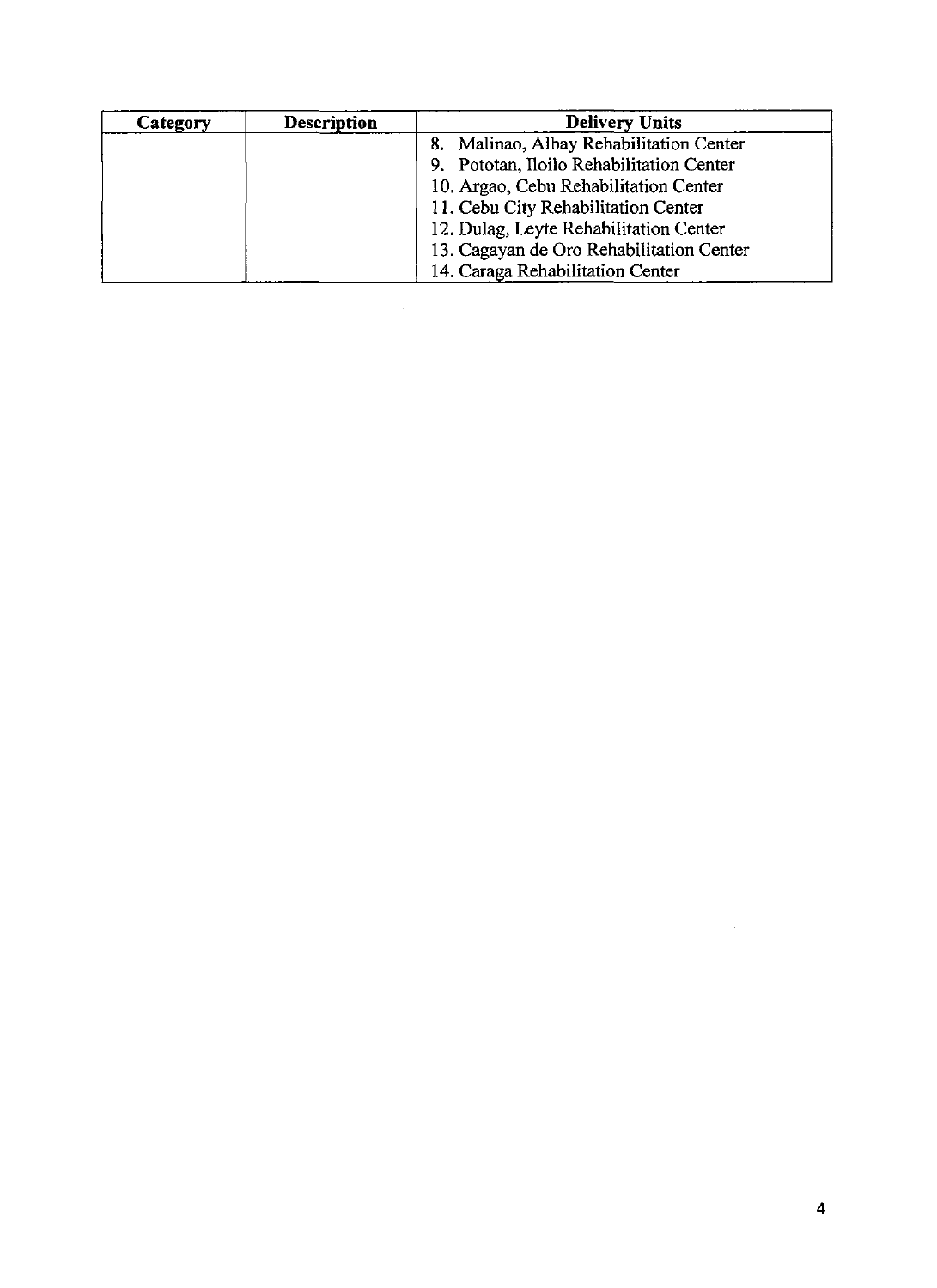| Category | Description | Delivery Units |
| --- | --- | --- |
| | | 8. Malinao, Albay Rehabilitation Center<br>9. Pototan, Iloilo Rehabilitation Center<br>10. Argao, Cebu Rehabilitation Center<br>11. Cebu City Rehabilitation Center<br>12. Dulag, Leyte Rehabilitation Center<br>13. Cagayan de Oro Rehabilitation Center<br>14. Caraga Rehabilitation Center |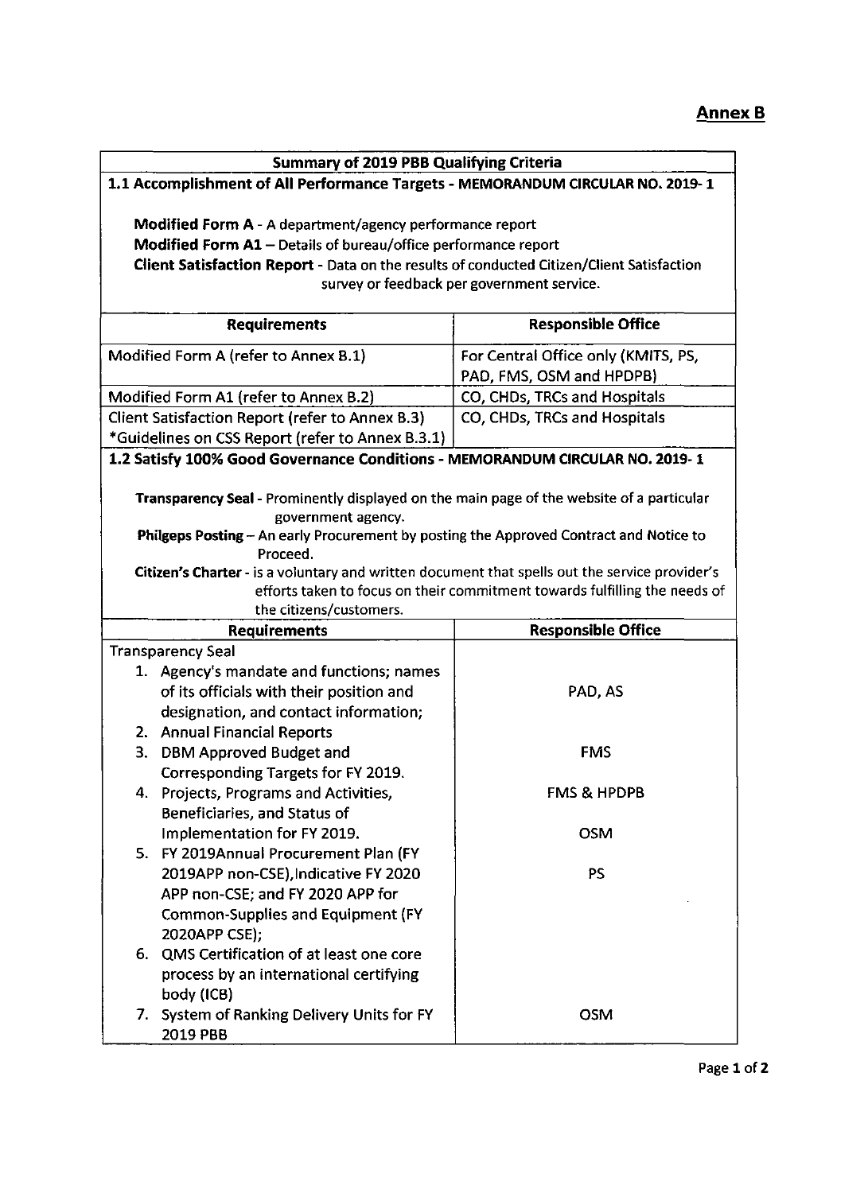## Annex B

| Summary of 2019 PBB Qualifying Criteria | |
|---|---|
| **1.1 Accomplishment of All Performance Targets - MEMORANDUM CIRCULAR NO. 2019- 1**<br><br>**Modified Form A** - A department/agency performance report<br>**Modified Form A1** – Details of bureau/office performance report<br>**Client Satisfaction Report** - Data on the results of conducted Citizen/Client Satisfaction survey or feedback per government service. | |
| **Requirements** | **Responsible Office** |
| Modified Form A (refer to Annex B.1) | For Central Office only (KMITS, PS, PAD, FMS, OSM and HPDPB) |
| Modified Form A1 (refer to Annex B.2) | CO, CHDs, TRCs and Hospitals |
| Client Satisfaction Report (refer to Annex B.3)<br>*Guidelines on CSS Report (refer to Annex B.3.1) | CO, CHDs, TRCs and Hospitals |
| **1.2 Satisfy 100% Good Governance Conditions - MEMORANDUM CIRCULAR NO. 2019- 1**<br><br>**Transparency Seal** - Prominently displayed on the main page of the website of a particular government agency.<br>**Philgeps Posting** – An early Procurement by posting the Approved Contract and Notice to Proceed.<br>**Citizen's Charter** - is a voluntary and written document that spells out the service provider's efforts taken to focus on their commitment towards fulfilling the needs of the citizens/customers. | |
| **Requirements** | **Responsible Office** |
| Transparency Seal | |
| 1. Agency's mandate and functions; names of its officials with their position and designation, and contact information; | PAD, AS |
| 2. Annual Financial Reports | |
| 3. DBM Approved Budget and Corresponding Targets for FY 2019. | FMS |
| 4. Projects, Programs and Activities, Beneficiaries, and Status of Implementation for FY 2019. | FMS & HPDPB<br><br>OSM |
| 5. FY 2019Annual Procurement Plan (FY 2019APP non-CSE),Indicative FY 2020 APP non-CSE; and FY 2020 APP for Common-Supplies and Equipment (FY 2020APP CSE); | PS |
| 6. QMS Certification of at least one core process by an international certifying body (ICB) | |
| 7. System of Ranking Delivery Units for FY 2019 PBB | OSM |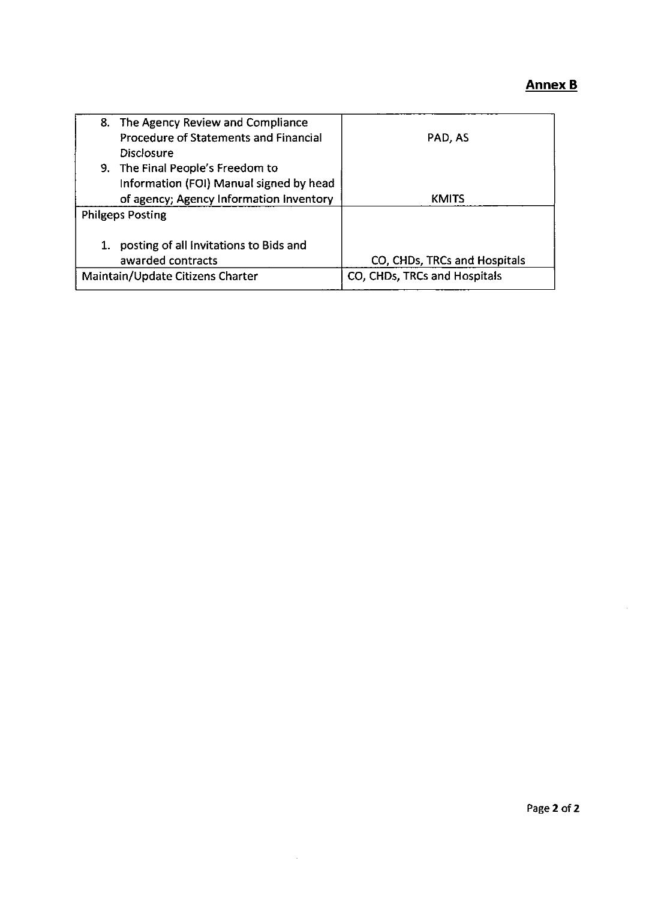**Annex B**

| | |
|---|---|
| 8. The Agency Review and Compliance Procedure of Statements and Financial Disclosure | PAD, AS |
| 9. The Final People's Freedom to Information (FOI) Manual signed by head of agency; Agency Information Inventory | KMITS |
| Philgeps Posting<br><br>1. posting of all Invitations to Bids and awarded contracts | CO, CHDs, TRCs and Hospitals |
| Maintain/Update Citizens Charter | CO, CHDs, TRCs and Hospitals |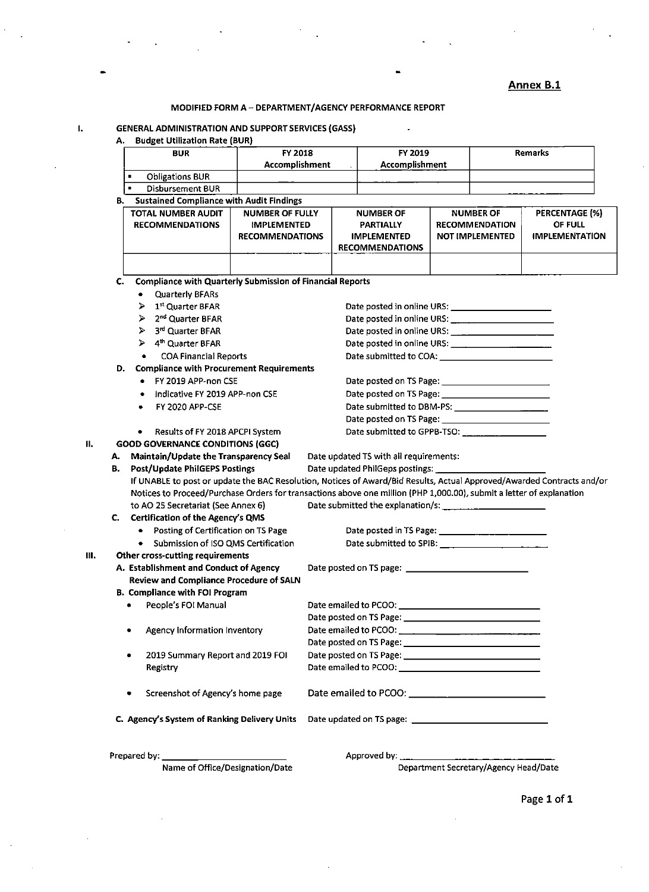**Annex B.1**

# MODIFIED FORM A – DEPARTMENT/AGENCY PERFORMANCE REPORT

## I. GENERAL ADMINISTRATION AND SUPPORT SERVICES (GASS)

### A. Budget Utilization Rate (BUR)

| BUR | FY 2018 Accomplishment | FY 2019 Accomplishment | Remarks |
|---|---|---|---|
| ▪ Obligations BUR | | | |
| ▪ Disbursement BUR | | | |

### B. Sustained Compliance with Audit Findings

| TOTAL NUMBER AUDIT RECOMMENDATIONS | NUMBER OF FULLY IMPLEMENTED RECOMMENDATIONS | NUMBER OF PARTIALLY IMPLEMENTED RECOMMENDATIONS | NUMBER OF RECOMMENDATION NOT IMPLEMENTED | PERCENTAGE (%) OF FULL IMPLEMENTATION |
|---|---|---|---|---|
| | | | | |

### C. Compliance with Quarterly Submission of Financial Reports

- Quarterly BFARs
  - 1st Quarter BFAR — Date posted in online URS: ____________________
  - 2nd Quarter BFAR — Date posted in online URS: ____________________
  - 3rd Quarter BFAR — Date posted in online URS: ____________________
  - 4th Quarter BFAR — Date posted in online URS: ____________________
- COA Financial Reports — Date submitted to COA: ____________________

### D. Compliance with Procurement Requirements

- FY 2019 APP-non CSE — Date posted on TS Page: ____________________
- Indicative FY 2019 APP-non CSE — Date posted on TS Page: ____________________
- FY 2020 APP-CSE — Date submitted to DBM-PS: ____________________
  Date posted on TS Page: ____________________
- Results of FY 2018 APCPI System — Date submitted to GPPB-TSO: ____________________

## II. GOOD GOVERNANCE CONDITIONS (GGC)

**A. Maintain/Update the Transparency Seal** — Date updated TS with all requirements:

**B. Post/Update PhilGEPS Postings** — Date updated PhilGeps postings: ____________________

If UNABLE to post or update the BAC Resolution, Notices of Award/Bid Results, Actual Approved/Awarded Contracts and/or Notices to Proceed/Purchase Orders for transactions above one million (PHP 1,000.00), submit a letter of explanation to AO 25 Secretariat (See Annex 6) — Date submitted the explanation/s: ____________________

**C. Certification of the Agency's QMS**

- Posting of Certification on TS Page — Date posted in TS Page: ____________________
- Submission of ISO QMS Certification — Date submitted to SPIB: ____________________

## III. Other cross-cutting requirements

**A. Establishment and Conduct of Agency Review and Compliance Procedure of SALN** — Date posted on TS page: ____________________

**B. Compliance with FOI Program**

- People's FOI Manual — Date emailed to PCOO: ____________________
  Date posted on TS Page: ____________________
- Agency Information Inventory — Date emailed to PCOO: ____________________
  Date posted on TS Page: ____________________
- 2019 Summary Report and 2019 FOI Registry — Date posted on TS Page: ____________________
  Date emailed to PCOO: ____________________
- Screenshot of Agency's home page — Date emailed to PCOO: ____________________

**C. Agency's System of Ranking Delivery Units** — Date updated on TS page: ____________________

Prepared by: ____________________
Name of Office/Designation/Date

Approved by: ____________________
Department Secretary/Agency Head/Date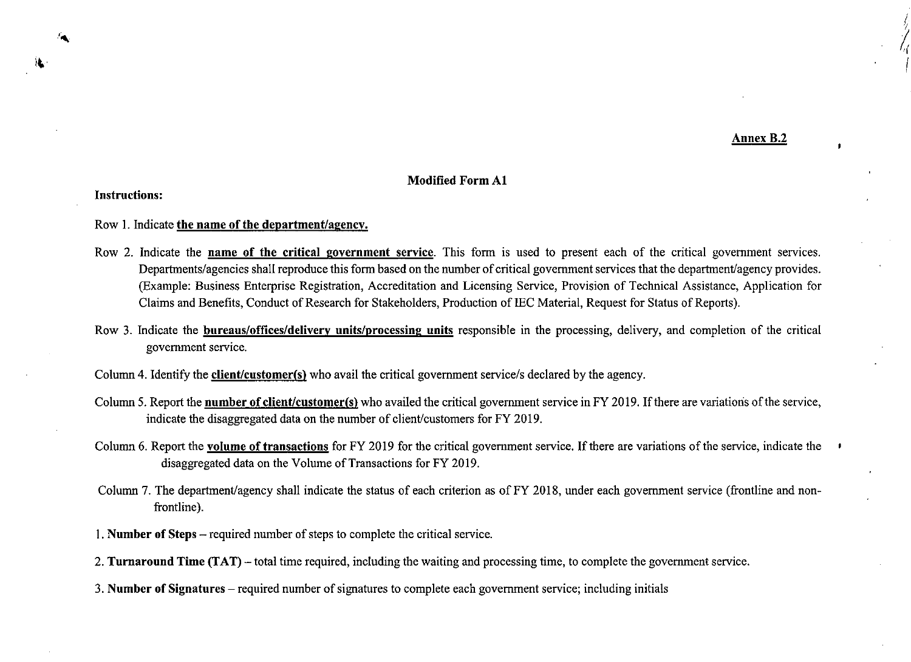<u>**Annex B.2**</u>

## Modified Form A1

**Instructions:**

Row 1. Indicate **<u>the name of the department/agency.</u>**

Row 2. Indicate the **<u>name of the critical government service</u>**. This form is used to present each of the critical government services. Departments/agencies shall reproduce this form based on the number of critical government services that the department/agency provides. (Example: Business Enterprise Registration, Accreditation and Licensing Service, Provision of Technical Assistance, Application for Claims and Benefits, Conduct of Research for Stakeholders, Production of IEC Material, Request for Status of Reports).

Row 3. Indicate the **<u>bureaus/offices/delivery units/processing units</u>** responsible in the processing, delivery, and completion of the critical government service.

Column 4. Identify the **<u>client/customer(s)</u>** who avail the critical government service/s declared by the agency.

Column 5. Report the **<u>number of client/customer(s)</u>** who availed the critical government service in FY 2019. If there are variations of the service, indicate the disaggregated data on the number of client/customers for FY 2019.

Column 6. Report the **<u>volume of transactions</u>** for FY 2019 for the critical government service. If there are variations of the service, indicate the disaggregated data on the Volume of Transactions for FY 2019.

Column 7. The department/agency shall indicate the status of each criterion as of FY 2018, under each government service (frontline and non-frontline).

1. **Number of Steps** – required number of steps to complete the critical service.

2. **Turnaround Time (TAT)** – total time required, including the waiting and processing time, to complete the government service.

3. **Number of Signatures** – required number of signatures to complete each government service; including initials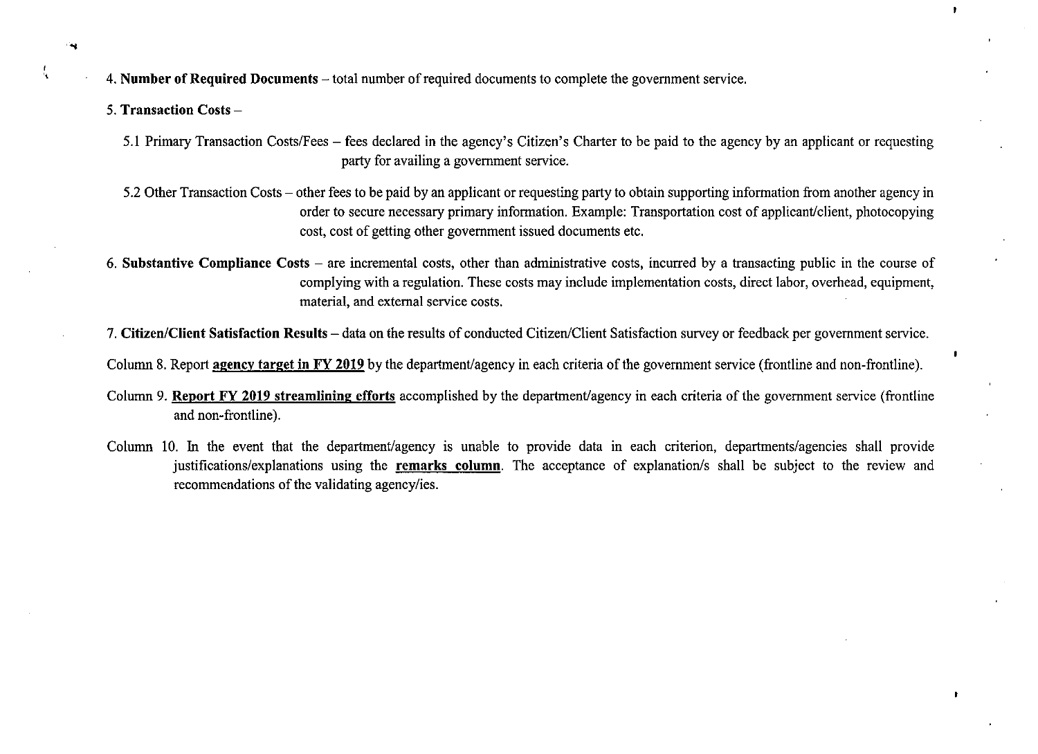4. **Number of Required Documents** – total number of required documents to complete the government service.

5. **Transaction Costs** –

   5.1 Primary Transaction Costs/Fees – fees declared in the agency's Citizen's Charter to be paid to the agency by an applicant or requesting party for availing a government service.

   5.2 Other Transaction Costs – other fees to be paid by an applicant or requesting party to obtain supporting information from another agency in order to secure necessary primary information. Example: Transportation cost of applicant/client, photocopying cost, cost of getting other government issued documents etc.

6. **Substantive Compliance Costs** – are incremental costs, other than administrative costs, incurred by a transacting public in the course of complying with a regulation. These costs may include implementation costs, direct labor, overhead, equipment, material, and external service costs.

7. **Citizen/Client Satisfaction Results** – data on the results of conducted Citizen/Client Satisfaction survey or feedback per government service.

Column 8. Report **agency target in FY 2019** by the department/agency in each criteria of the government service (frontline and non-frontline).

Column 9. **Report FY 2019 streamlining efforts** accomplished by the department/agency in each criteria of the government service (frontline and non-frontline).

Column 10. In the event that the department/agency is unable to provide data in each criterion, departments/agencies shall provide justifications/explanations using the **remarks column**. The acceptance of explanation/s shall be subject to the review and recommendations of the validating agency/ies.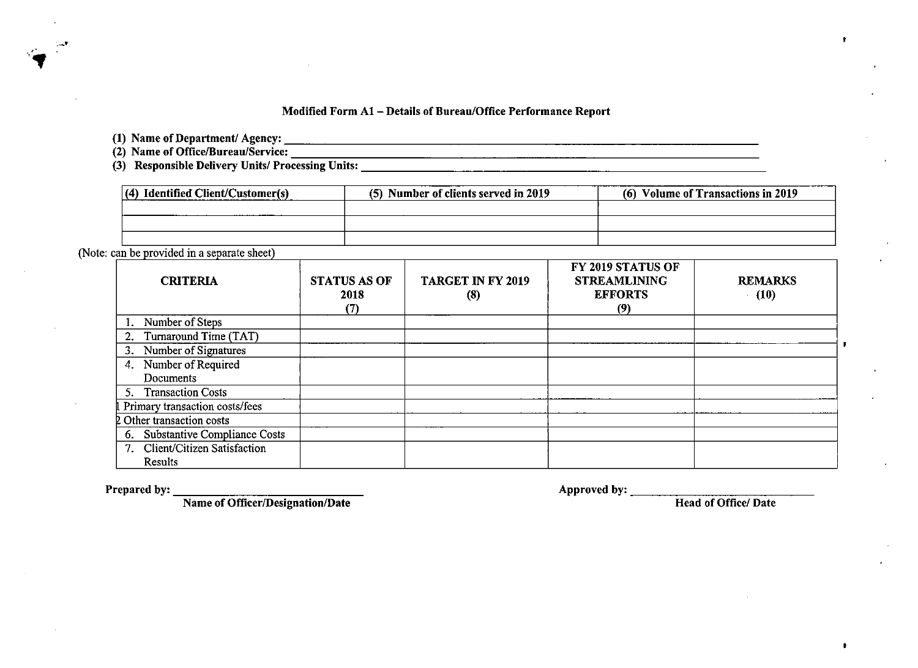## Modified Form A1 – Details of Bureau/Office Performance Report

**(1) Name of Department/ Agency:** ______________________________

**(2) Name of Office/Bureau/Service:** ______________________________

**(3) Responsible Delivery Units/ Processing Units:** ______________________________

| (4) Identified Client/Customer(s) | (5) Number of clients served in 2019 | (6) Volume of Transactions in 2019 |
|---|---|---|
| | | |
| | | |
| | | |

(Note: can be provided in a separate sheet)

| CRITERIA | STATUS AS OF 2018 (7) | TARGET IN FY 2019 (8) | FY 2019 STATUS OF STREAMLINING EFFORTS (9) | REMARKS (10) |
|---|---|---|---|---|
| 1. Number of Steps | | | | |
| 2. Turnaround Time (TAT) | | | | |
| 3. Number of Signatures | | | | |
| 4. Number of Required Documents | | | | |
| 5. Transaction Costs | | | | |
| 1 Primary transaction costs/fees | | | | |
| 2 Other transaction costs | | | | |
| 6. Substantive Compliance Costs | | | | |
| 7. Client/Citizen Satisfaction Results | | | | |

**Prepared by:** ______________________________
**Name of Officer/Designation/Date**

**Approved by:** ______________________________
**Head of Office/ Date**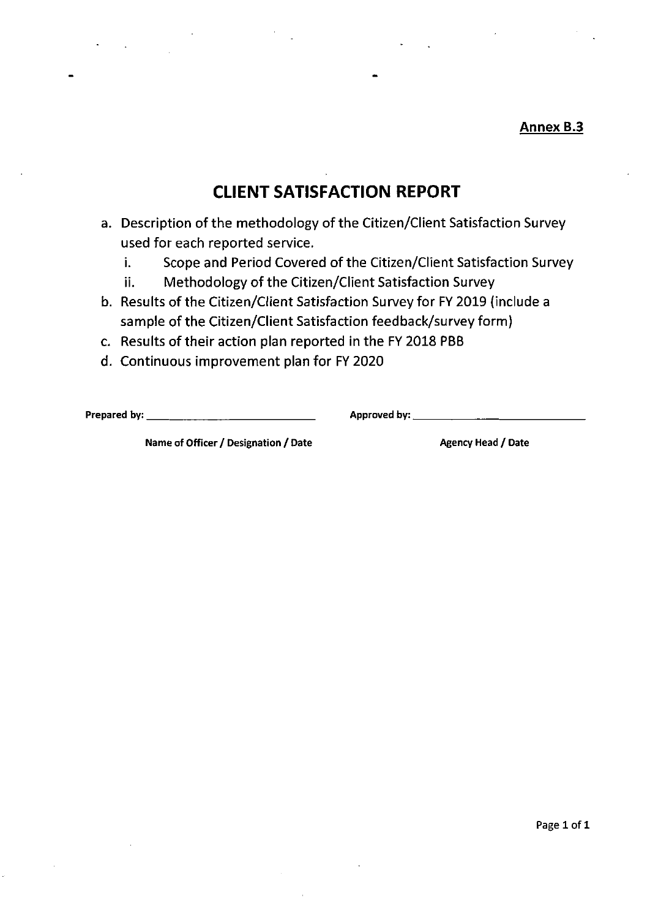**Annex B.3**

# CLIENT SATISFACTION REPORT

a. Description of the methodology of the Citizen/Client Satisfaction Survey used for each reported service.
    i. Scope and Period Covered of the Citizen/Client Satisfaction Survey
    ii. Methodology of the Citizen/Client Satisfaction Survey
b. Results of the Citizen/Client Satisfaction Survey for FY 2019 (include a sample of the Citizen/Client Satisfaction feedback/survey form)
c. Results of their action plan reported in the FY 2018 PBB
d. Continuous improvement plan for FY 2020

**Prepared by:** ______________________________ **Approved by:** ______________________________

**Name of Officer / Designation / Date** **Agency Head / Date**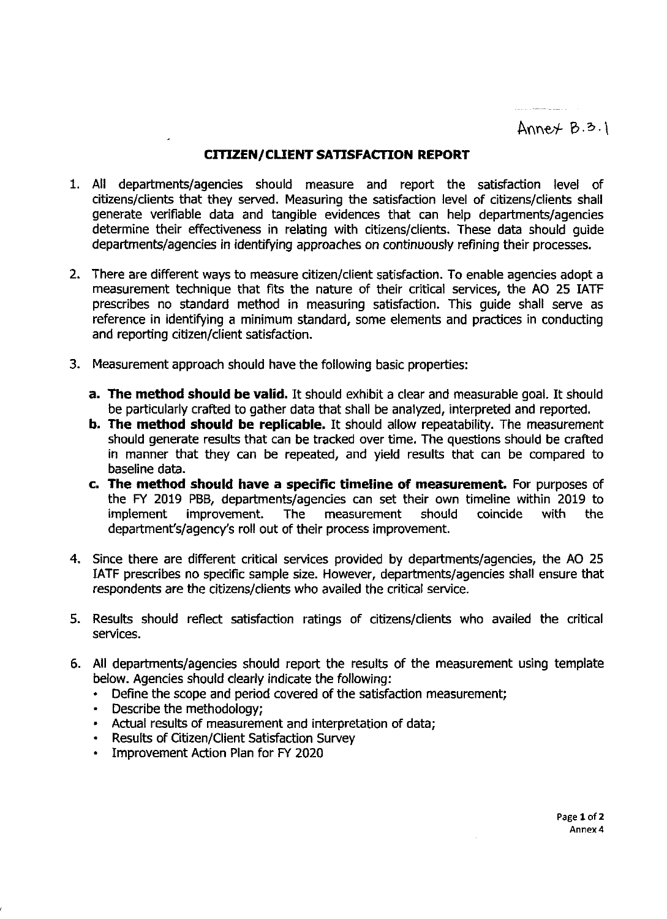Annex B.3.1

## CITIZEN/CLIENT SATISFACTION REPORT

1. All departments/agencies should measure and report the satisfaction level of citizens/clients that they served. Measuring the satisfaction level of citizens/clients shall generate verifiable data and tangible evidences that can help departments/agencies determine their effectiveness in relating with citizens/clients. These data should guide departments/agencies in identifying approaches on continuously refining their processes.

2. There are different ways to measure citizen/client satisfaction. To enable agencies adopt a measurement technique that fits the nature of their critical services, the AO 25 IATF prescribes no standard method in measuring satisfaction. This guide shall serve as reference in identifying a minimum standard, some elements and practices in conducting and reporting citizen/client satisfaction.

3. Measurement approach should have the following basic properties:

   a. **The method should be valid.** It should exhibit a clear and measurable goal. It should be particularly crafted to gather data that shall be analyzed, interpreted and reported.

   b. **The method should be replicable.** It should allow repeatability. The measurement should generate results that can be tracked over time. The questions should be crafted in manner that they can be repeated, and yield results that can be compared to baseline data.

   c. **The method should have a specific timeline of measurement.** For purposes of the FY 2019 PBB, departments/agencies can set their own timeline within 2019 to implement improvement. The measurement should coincide with the department's/agency's roll out of their process improvement.

4. Since there are different critical services provided by departments/agencies, the AO 25 IATF prescribes no specific sample size. However, departments/agencies shall ensure that respondents are the citizens/clients who availed the critical service.

5. Results should reflect satisfaction ratings of citizens/clients who availed the critical services.

6. All departments/agencies should report the results of the measurement using template below. Agencies should clearly indicate the following:
   - Define the scope and period covered of the satisfaction measurement;
   - Describe the methodology;
   - Actual results of measurement and interpretation of data;
   - Results of Citizen/Client Satisfaction Survey
   - Improvement Action Plan for FY 2020

Annex 4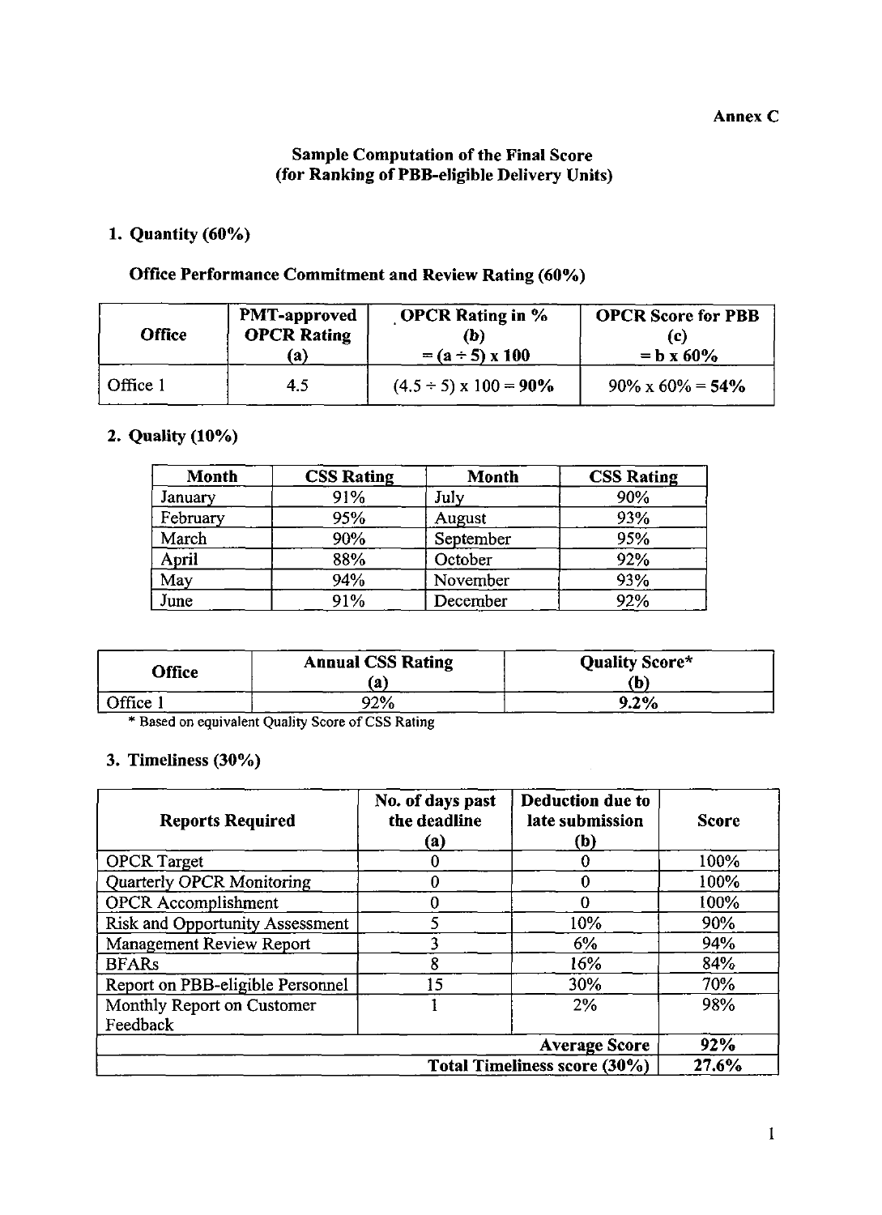**Annex C**

## Sample Computation of the Final Score (for Ranking of PBB-eligible Delivery Units)

### 1. Quantity (60%)

**Office Performance Commitment and Review Rating (60%)**

| Office | PMT-approved OPCR Rating (a) | OPCR Rating in % (b) = (a ÷ 5) x 100 | OPCR Score for PBB (c) = b x 60% |
|---|---|---|---|
| Office 1 | 4.5 | (4.5 ÷ 5) x 100 = **90%** | 90% x 60% = **54%** |

### 2. Quality (10%)

| Month | CSS Rating | Month | CSS Rating |
|---|---|---|---|
| January | 91% | July | 90% |
| February | 95% | August | 93% |
| March | 90% | September | 95% |
| April | 88% | October | 92% |
| May | 94% | November | 93% |
| June | 91% | December | 92% |

| Office | Annual CSS Rating (a) | Quality Score* (b) |
|---|---|---|
| Office 1 | 92% | **9.2%** |

\* Based on equivalent Quality Score of CSS Rating

### 3. Timeliness (30%)

| Reports Required | No. of days past the deadline (a) | Deduction due to late submission (b) | Score |
|---|---|---|---|
| OPCR Target | 0 | 0 | 100% |
| Quarterly OPCR Monitoring | 0 | 0 | 100% |
| OPCR Accomplishment | 0 | 0 | 100% |
| Risk and Opportunity Assessment | 5 | 10% | 90% |
| Management Review Report | 3 | 6% | 94% |
| BFARs | 8 | 16% | 84% |
| Report on PBB-eligible Personnel | 15 | 30% | 70% |
| Monthly Report on Customer Feedback | 1 | 2% | 98% |
| | | **Average Score** | **92%** |
| | | **Total Timeliness score (30%)** | **27.6%** |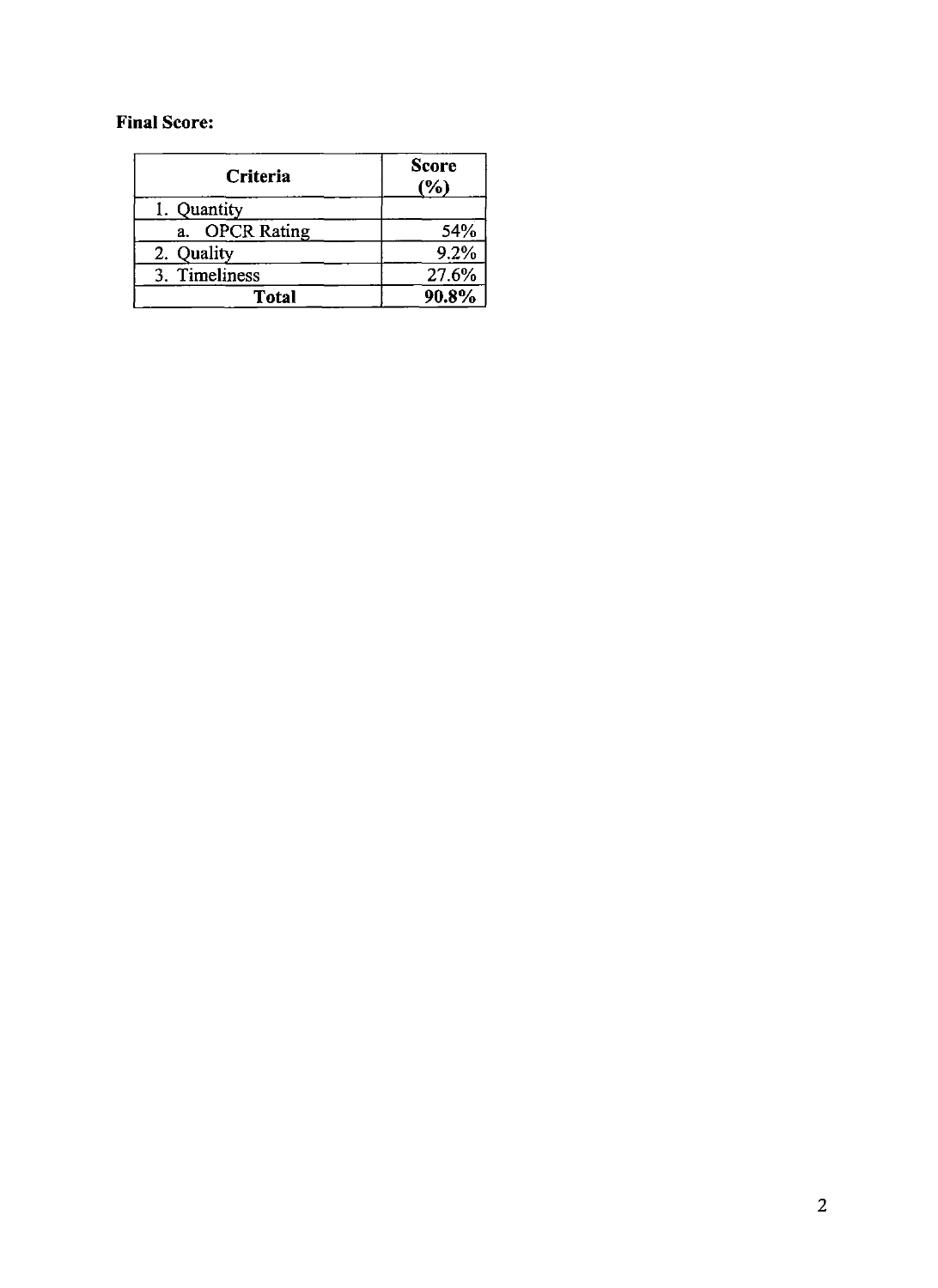**Final Score:**

| Criteria | Score (%) |
|---|---|
| 1. Quantity | |
| a. OPCR Rating | 54% |
| 2. Quality | 9.2% |
| 3. Timeliness | 27.6% |
| **Total** | **90.8%** |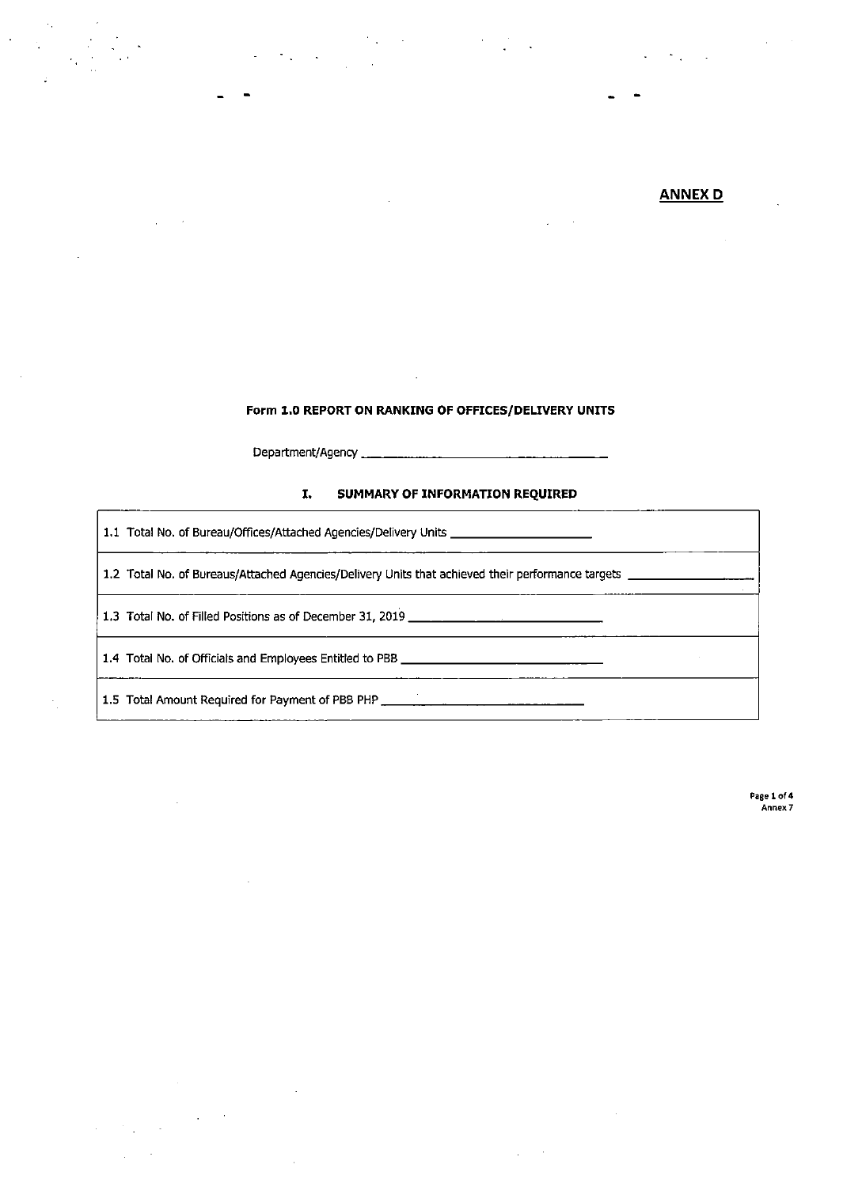**ANNEX D**

**Form 1.0 REPORT ON RANKING OF OFFICES/DELIVERY UNITS**

Department/Agency ______________________________

### I. SUMMARY OF INFORMATION REQUIRED

| |
|---|
| 1.1 Total No. of Bureau/Offices/Attached Agencies/Delivery Units ____________________ |
| 1.2 Total No. of Bureaus/Attached Agencies/Delivery Units that achieved their performance targets ____________________ |
| 1.3 Total No. of Filled Positions as of December 31, 2019 ______________________________ |
| 1.4 Total No. of Officials and Employees Entitled to PBB ______________________________ |
| 1.5 Total Amount Required for Payment of PBB PHP ______________________________ |

Annex 7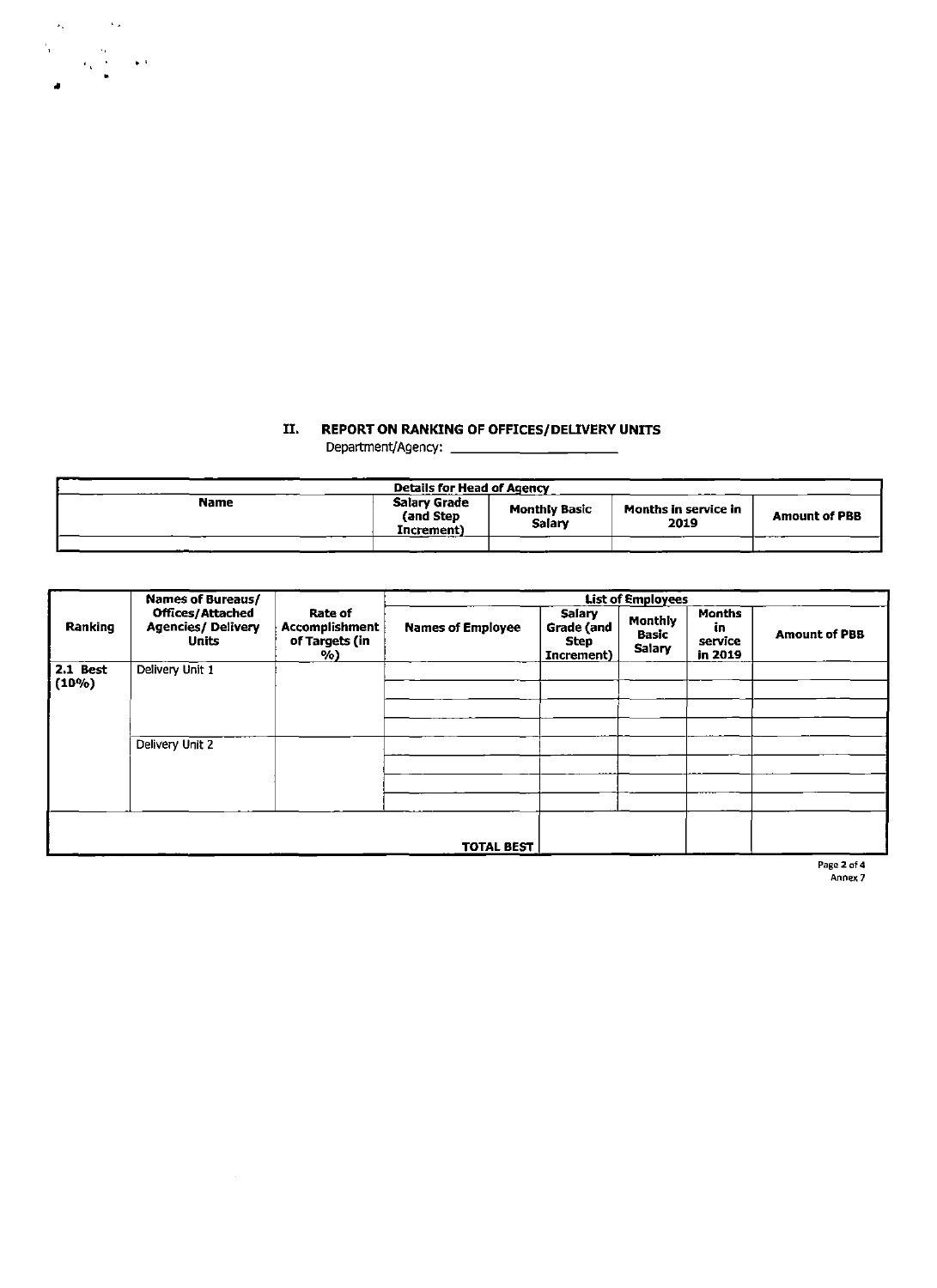## II. REPORT ON RANKING OF OFFICES/DELIVERY UNITS

Department/Agency: ______________________

| Details for Head of Agency | | | | |
|---|---|---|---|---|
| Name | Salary Grade (and Step Increment) | Monthly Basic Salary | Months in service in 2019 | Amount of PBB |
| | | | | |

| Ranking | Names of Bureaus/ Offices/Attached Agencies/ Delivery Units | Rate of Accomplishment of Targets (in %) | List of Employees | | | | |
|---|---|---|---|---|---|---|---|
| | | | Names of Employee | Salary Grade (and Step Increment) | Monthly Basic Salary | Months in service in 2019 | Amount of PBB |
| 2.1 Best (10%) | Delivery Unit 1 | | | | | | |
| | | | | | | | |
| | | | | | | | |
| | | | | | | | |
| | Delivery Unit 2 | | | | | | |
| | | | | | | | |
| | | | | | | | |
| | | | | | | | |
| | | | TOTAL BEST | | | | |

Annex 7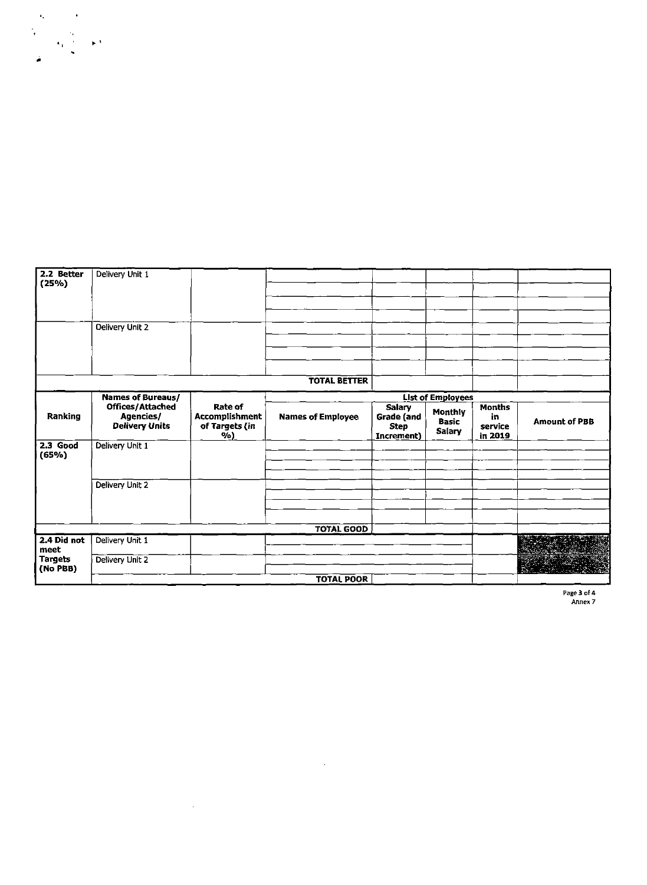| Ranking | Names of Bureaus/ Offices/Attached Agencies/ Delivery Units | Rate of Accomplishment of Targets (*in %*) | List of Employees | | | | |
|---|---|---|---|---|---|---|---|
| | | | Names of Employee | Salary Grade (and Step Increment) | Monthly Basic Salary | Months in service in 2019 | Amount of PBB |
| 2.2 Better (25%) | Delivery Unit 1 | | | | | | |
| | | | | | | | |
| | | | | | | | |
| | | | | | | | |
| | Delivery Unit 2 | | | | | | |
| | | | | | | | |
| | | | | | | | |
| | | | | | | | |
| | | | TOTAL BETTER | | | | |
| 2.3 Good (65%) | Delivery Unit 1 | | | | | | |
| | | | | | | | |
| | | | | | | | |
| | | | | | | | |
| | Delivery Unit 2 | | | | | | |
| | | | | | | | |
| | | | | | | | |
| | | | | | | | |
| | | | TOTAL GOOD | | | | |
| 2.4 Did not meet Targets (No PBB) | Delivery Unit 1 | | | | | | |
| | Delivery Unit 2 | | | | | | |
| | | | TOTAL POOR | | | | |

Annex 7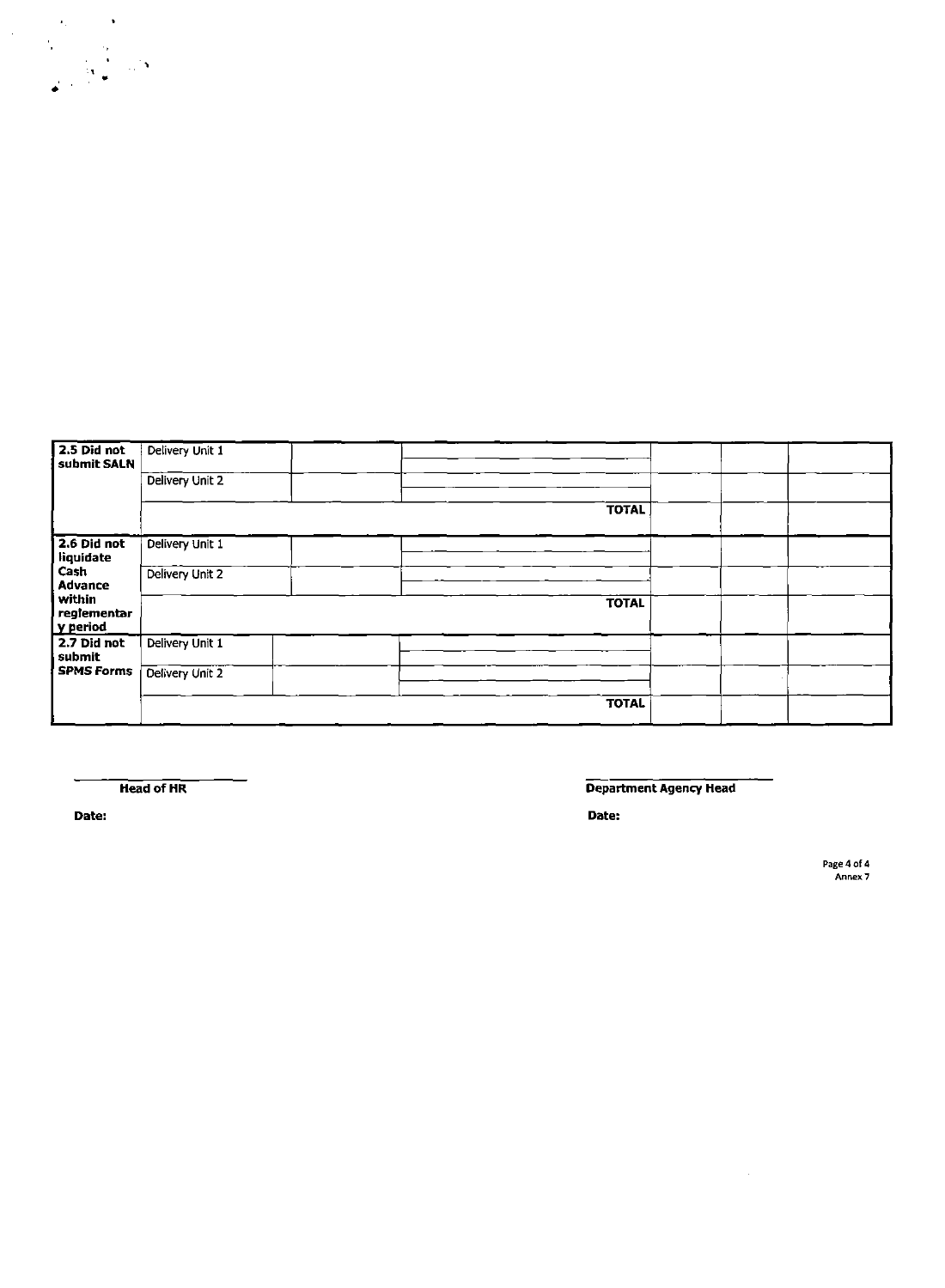| | | | | | | |
|---|---|---|---|---|---|---|
| **2.5 Did not submit SALN** | Delivery Unit 1 | | | | | |
| | Delivery Unit 2 | | | | | |
| | | | **TOTAL** | | | |
| **2.6 Did not liquidate Cash Advance within reglementary period** | Delivery Unit 1 | | | | | |
| | Delivery Unit 2 | | | | | |
| | | | **TOTAL** | | | |
| **2.7 Did not submit SPMS Forms** | Delivery Unit 1 | | | | | |
| | Delivery Unit 2 | | | | | |
| | | | **TOTAL** | | | |

**Head of HR**

**Date:**

**Department Agency Head**

**Date:**

Annex 7